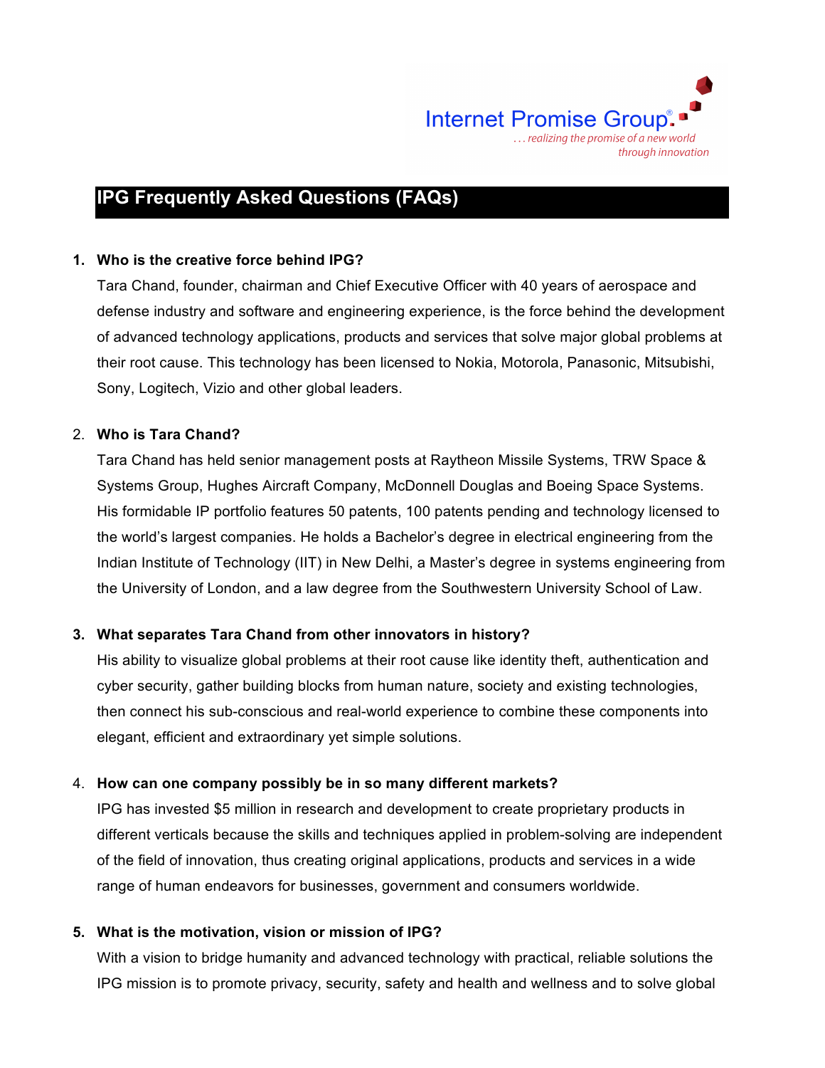Internet Promise Group®

*. . . realizing the promise of a new world through innovation*

# IPG Frequently Asked Questions (FAQs)

1. **Who is the creative force behind IPG?**

   Tara Chand, founder, chairman and Chief Executive Officer with 40 years of aerospace and defense industry and software and engineering experience, is the force behind the development of advanced technology applications, products and services that solve major global problems at their root cause. This technology has been licensed to Nokia, Motorola, Panasonic, Mitsubishi, Sony, Logitech, Vizio and other global leaders.

2. **Who is Tara Chand?**

   Tara Chand has held senior management posts at Raytheon Missile Systems, TRW Space & Systems Group, Hughes Aircraft Company, McDonnell Douglas and Boeing Space Systems. His formidable IP portfolio features 50 patents, 100 patents pending and technology licensed to the world's largest companies. He holds a Bachelor's degree in electrical engineering from the Indian Institute of Technology (IIT) in New Delhi, a Master's degree in systems engineering from the University of London, and a law degree from the Southwestern University School of Law.

3. **What separates Tara Chand from other innovators in history?**

   His ability to visualize global problems at their root cause like identity theft, authentication and cyber security, gather building blocks from human nature, society and existing technologies, then connect his sub-conscious and real-world experience to combine these components into elegant, efficient and extraordinary yet simple solutions.

4. **How can one company possibly be in so many different markets?**

   IPG has invested $5 million in research and development to create proprietary products in different verticals because the skills and techniques applied in problem-solving are independent of the field of innovation, thus creating original applications, products and services in a wide range of human endeavors for businesses, government and consumers worldwide.

5. **What is the motivation, vision or mission of IPG?**

   With a vision to bridge humanity and advanced technology with practical, reliable solutions the IPG mission is to promote privacy, security, safety and health and wellness and to solve global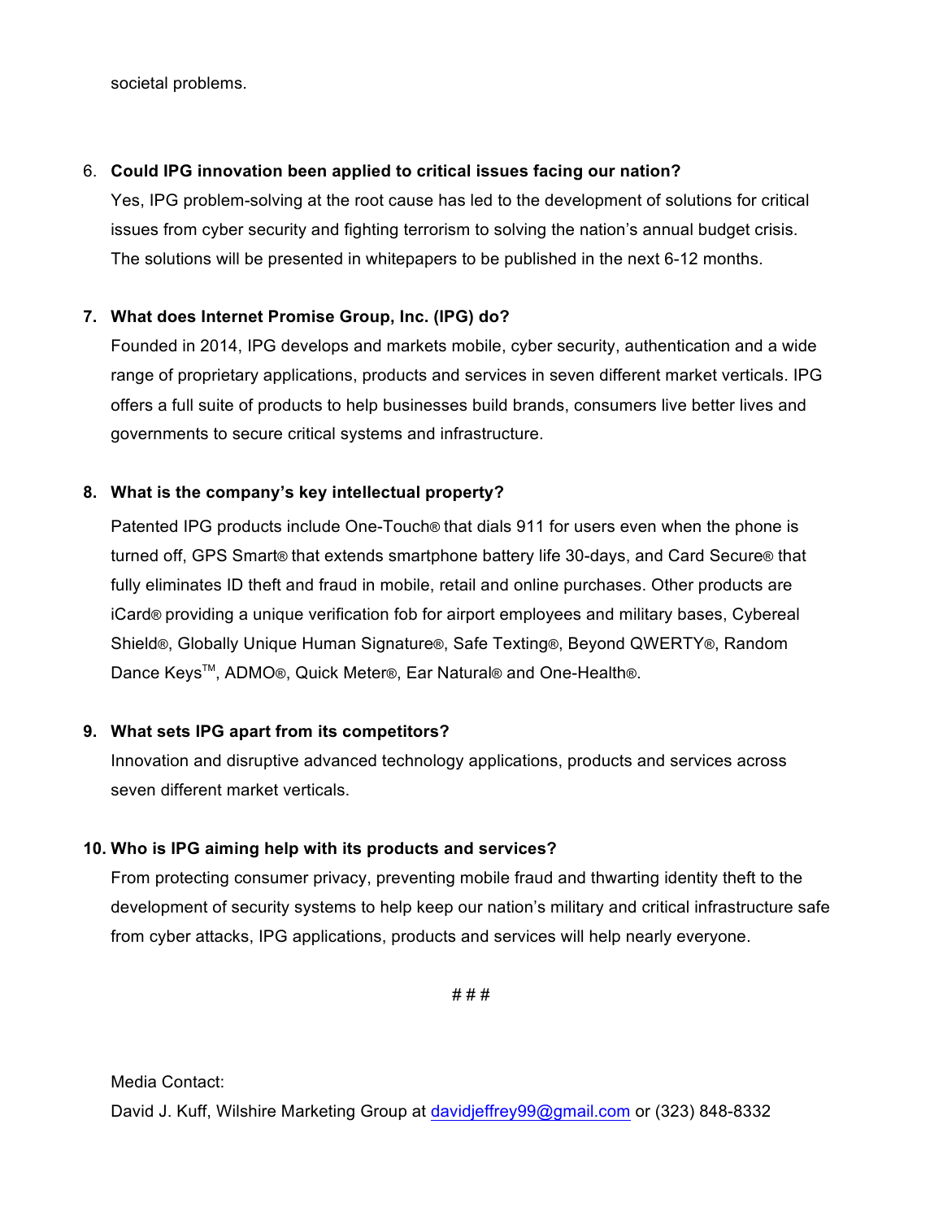societal problems.

6. **Could IPG innovation been applied to critical issues facing our nation?**
   Yes, IPG problem-solving at the root cause has led to the development of solutions for critical issues from cyber security and fighting terrorism to solving the nation's annual budget crisis. The solutions will be presented in whitepapers to be published in the next 6-12 months.

7. **What does Internet Promise Group, Inc. (IPG) do?**
   Founded in 2014, IPG develops and markets mobile, cyber security, authentication and a wide range of proprietary applications, products and services in seven different market verticals. IPG offers a full suite of products to help businesses build brands, consumers live better lives and governments to secure critical systems and infrastructure.

8. **What is the company's key intellectual property?**
   Patented IPG products include One-Touch® that dials 911 for users even when the phone is turned off, GPS Smart® that extends smartphone battery life 30-days, and Card Secure® that fully eliminates ID theft and fraud in mobile, retail and online purchases. Other products are iCard® providing a unique verification fob for airport employees and military bases, Cybereal Shield®, Globally Unique Human Signature®, Safe Texting®, Beyond QWERTY®, Random Dance Keys™, ADMO®, Quick Meter®, Ear Natural® and One-Health®.

9. **What sets IPG apart from its competitors?**
   Innovation and disruptive advanced technology applications, products and services across seven different market verticals.

10. **Who is IPG aiming help with its products and services?**
    From protecting consumer privacy, preventing mobile fraud and thwarting identity theft to the development of security systems to help keep our nation's military and critical infrastructure safe from cyber attacks, IPG applications, products and services will help nearly everyone.

# # #

Media Contact:
David J. Kuff, Wilshire Marketing Group at davidjeffrey99@gmail.com or (323) 848-8332